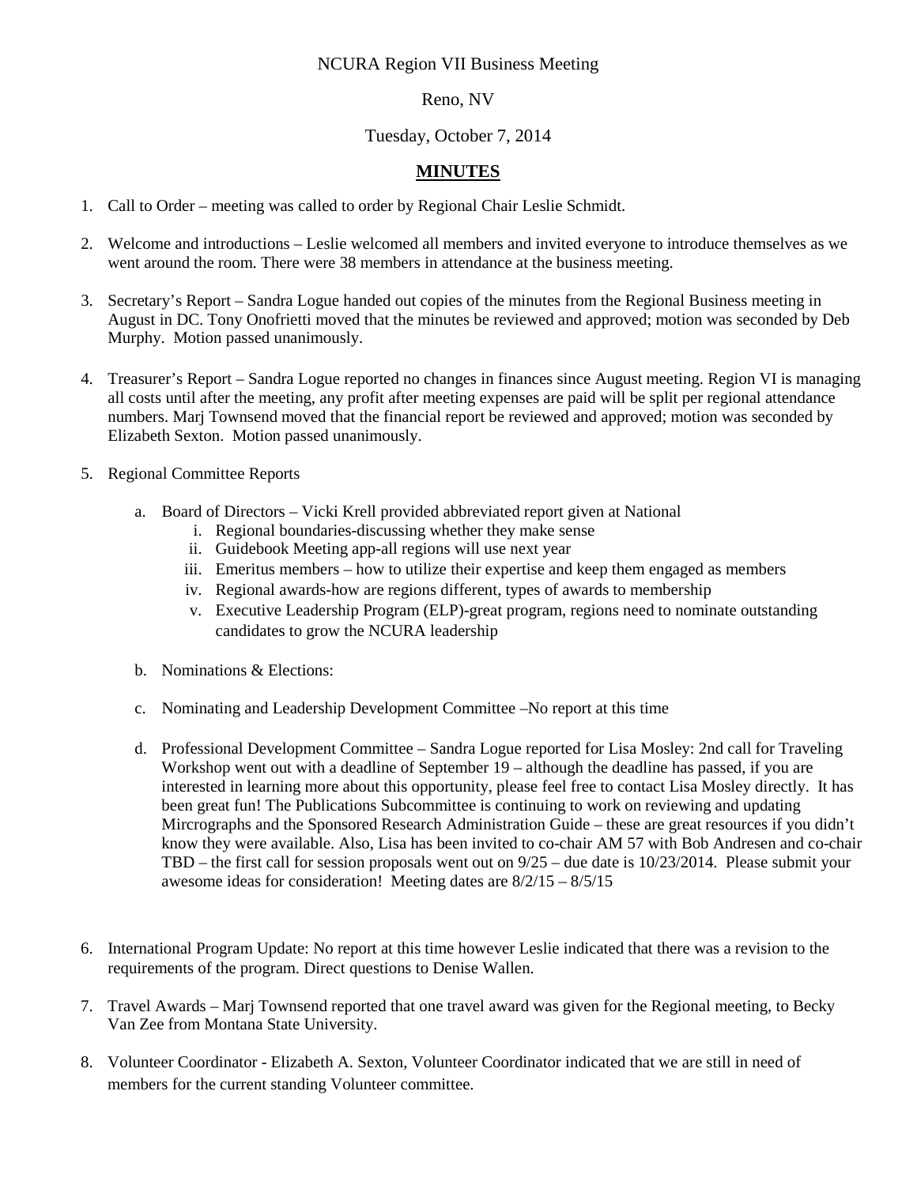NCURA Region VII Business Meeting

Reno, NV

Tuesday, October 7, 2014

## **MINUTES**

1. Call to Order – meeting was called to order by Regional Chair Leslie Schmidt.

2. Welcome and introductions – Leslie welcomed all members and invited everyone to introduce themselves as we went around the room. There were 38 members in attendance at the business meeting.

3. Secretary's Report – Sandra Logue handed out copies of the minutes from the Regional Business meeting in August in DC. Tony Onofrietti moved that the minutes be reviewed and approved; motion was seconded by Deb Murphy. Motion passed unanimously.

4. Treasurer's Report – Sandra Logue reported no changes in finances since August meeting. Region VI is managing all costs until after the meeting, any profit after meeting expenses are paid will be split per regional attendance numbers. Marj Townsend moved that the financial report be reviewed and approved; motion was seconded by Elizabeth Sexton. Motion passed unanimously.

5. Regional Committee Reports

    a. Board of Directors – Vicki Krell provided abbreviated report given at National
        i. Regional boundaries-discussing whether they make sense
        ii. Guidebook Meeting app-all regions will use next year
        iii. Emeritus members – how to utilize their expertise and keep them engaged as members
        iv. Regional awards-how are regions different, types of awards to membership
        v. Executive Leadership Program (ELP)-great program, regions need to nominate outstanding candidates to grow the NCURA leadership

    b. Nominations & Elections:

    c. Nominating and Leadership Development Committee –No report at this time

    d. Professional Development Committee – Sandra Logue reported for Lisa Mosley: 2nd call for Traveling Workshop went out with a deadline of September 19 – although the deadline has passed, if you are interested in learning more about this opportunity, please feel free to contact Lisa Mosley directly. It has been great fun! The Publications Subcommittee is continuing to work on reviewing and updating Mircrographs and the Sponsored Research Administration Guide – these are great resources if you didn't know they were available. Also, Lisa has been invited to co-chair AM 57 with Bob Andresen and co-chair TBD – the first call for session proposals went out on 9/25 – due date is 10/23/2014. Please submit your awesome ideas for consideration! Meeting dates are 8/2/15 – 8/5/15

6. International Program Update: No report at this time however Leslie indicated that there was a revision to the requirements of the program. Direct questions to Denise Wallen.

7. Travel Awards – Marj Townsend reported that one travel award was given for the Regional meeting, to Becky Van Zee from Montana State University.

8. Volunteer Coordinator - Elizabeth A. Sexton, Volunteer Coordinator indicated that we are still in need of members for the current standing Volunteer committee.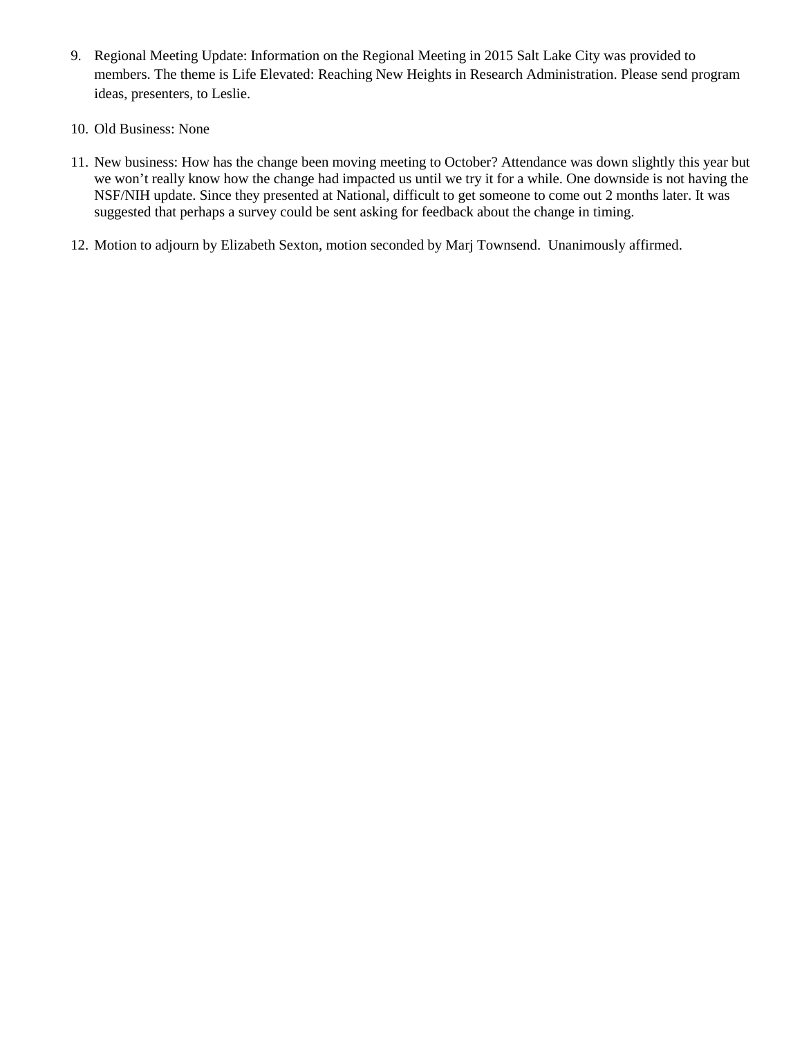9. Regional Meeting Update: Information on the Regional Meeting in 2015 Salt Lake City was provided to members. The theme is Life Elevated: Reaching New Heights in Research Administration. Please send program ideas, presenters, to Leslie.

10. Old Business: None

11. New business: How has the change been moving meeting to October? Attendance was down slightly this year but we won't really know how the change had impacted us until we try it for a while. One downside is not having the NSF/NIH update. Since they presented at National, difficult to get someone to come out 2 months later. It was suggested that perhaps a survey could be sent asking for feedback about the change in timing.

12. Motion to adjourn by Elizabeth Sexton, motion seconded by Marj Townsend. Unanimously affirmed.